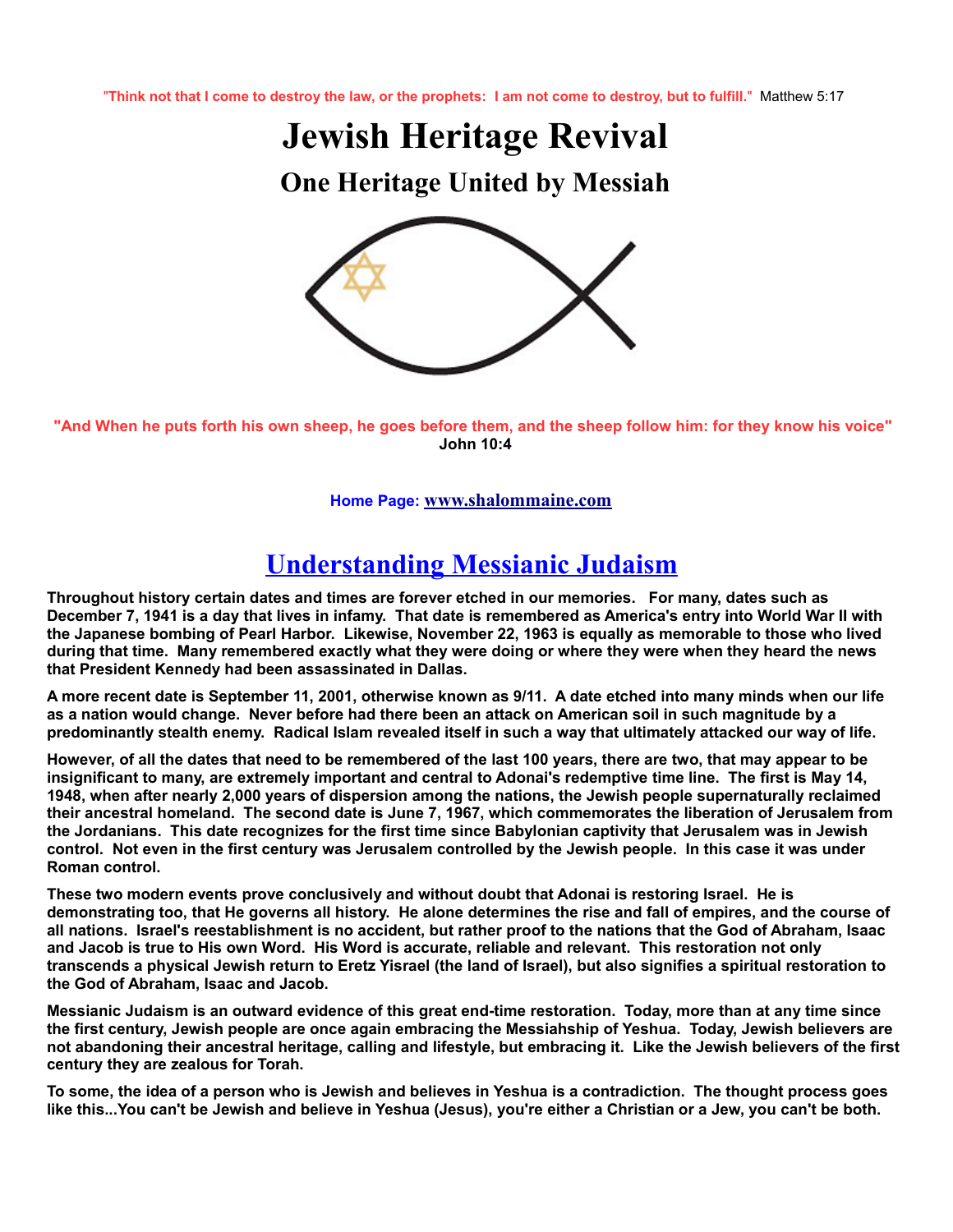"Think not that I come to destroy the law, or the prophets: I am not come to destroy, but to fulfill." Matthew 5:17

# Jewish Heritage Revival

## One Heritage United by Messiah

**"And When he puts forth his own sheep, he goes before them, and the sheep follow him: for they know his voice"**
**John 10:4**

**Home Page: [www.shalommaine.com](http://www.shalommaine.com)**

## Understanding Messianic Judaism

**Throughout history certain dates and times are forever etched in our memories. For many, dates such as December 7, 1941 is a day that lives in infamy. That date is remembered as America's entry into World War II with the Japanese bombing of Pearl Harbor. Likewise, November 22, 1963 is equally as memorable to those who lived during that time. Many remembered exactly what they were doing or where they were when they heard the news that President Kennedy had been assassinated in Dallas.**

**A more recent date is September 11, 2001, otherwise known as 9/11. A date etched into many minds when our life as a nation would change. Never before had there been an attack on American soil in such magnitude by a predominantly stealth enemy. Radical Islam revealed itself in such a way that ultimately attacked our way of life.**

**However, of all the dates that need to be remembered of the last 100 years, there are two, that may appear to be insignificant to many, are extremely important and central to Adonai's redemptive time line. The first is May 14, 1948, when after nearly 2,000 years of dispersion among the nations, the Jewish people supernaturally reclaimed their ancestral homeland. The second date is June 7, 1967, which commemorates the liberation of Jerusalem from the Jordanians. This date recognizes for the first time since Babylonian captivity that Jerusalem was in Jewish control. Not even in the first century was Jerusalem controlled by the Jewish people. In this case it was under Roman control.**

**These two modern events prove conclusively and without doubt that Adonai is restoring Israel. He is demonstrating too, that He governs all history. He alone determines the rise and fall of empires, and the course of all nations. Israel's reestablishment is no accident, but rather proof to the nations that the God of Abraham, Isaac and Jacob is true to His own Word. His Word is accurate, reliable and relevant. This restoration not only transcends a physical Jewish return to Eretz Yisrael (the land of Israel), but also signifies a spiritual restoration to the God of Abraham, Isaac and Jacob.**

**Messianic Judaism is an outward evidence of this great end-time restoration. Today, more than at any time since the first century, Jewish people are once again embracing the Messiahship of Yeshua. Today, Jewish believers are not abandoning their ancestral heritage, calling and lifestyle, but embracing it. Like the Jewish believers of the first century they are zealous for Torah.**

**To some, the idea of a person who is Jewish and believes in Yeshua is a contradiction. The thought process goes like this...You can't be Jewish and believe in Yeshua (Jesus), you're either a Christian or a Jew, you can't be both.**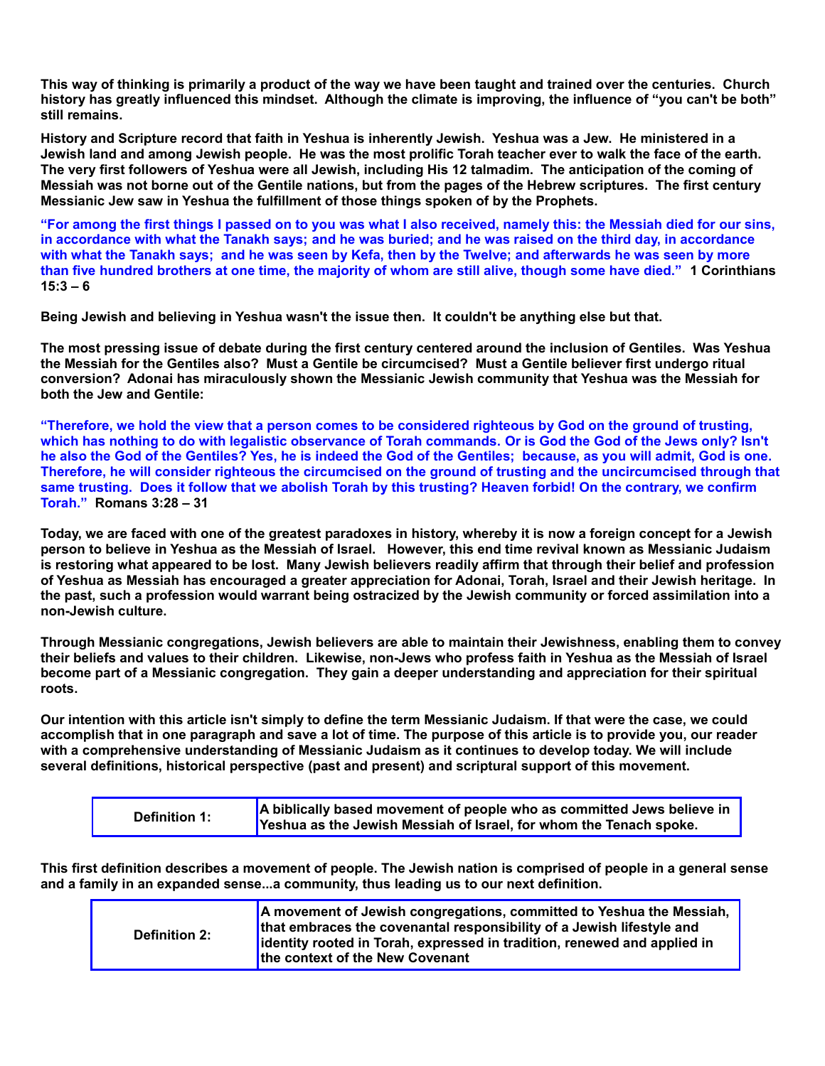**This way of thinking is primarily a product of the way we have been taught and trained over the centuries. Church history has greatly influenced this mindset. Although the climate is improving, the influence of "you can't be both" still remains.**

**History and Scripture record that faith in Yeshua is inherently Jewish. Yeshua was a Jew. He ministered in a Jewish land and among Jewish people. He was the most prolific Torah teacher ever to walk the face of the earth. The very first followers of Yeshua were all Jewish, including His 12 talmadim. The anticipation of the coming of Messiah was not borne out of the Gentile nations, but from the pages of the Hebrew scriptures. The first century Messianic Jew saw in Yeshua the fulfillment of those things spoken of by the Prophets.**

**"For among the first things I passed on to you was what I also received, namely this: the Messiah died for our sins, in accordance with what the Tanakh says; and he was buried; and he was raised on the third day, in accordance with what the Tanakh says; and he was seen by Kefa, then by the Twelve; and afterwards he was seen by more than five hundred brothers at one time, the majority of whom are still alive, though some have died." 1 Corinthians 15:3 – 6**

**Being Jewish and believing in Yeshua wasn't the issue then. It couldn't be anything else but that.**

**The most pressing issue of debate during the first century centered around the inclusion of Gentiles. Was Yeshua the Messiah for the Gentiles also? Must a Gentile be circumcised? Must a Gentile believer first undergo ritual conversion? Adonai has miraculously shown the Messianic Jewish community that Yeshua was the Messiah for both the Jew and Gentile:**

**"Therefore, we hold the view that a person comes to be considered righteous by God on the ground of trusting, which has nothing to do with legalistic observance of Torah commands. Or is God the God of the Jews only? Isn't he also the God of the Gentiles? Yes, he is indeed the God of the Gentiles; because, as you will admit, God is one. Therefore, he will consider righteous the circumcised on the ground of trusting and the uncircumcised through that same trusting. Does it follow that we abolish Torah by this trusting? Heaven forbid! On the contrary, we confirm Torah." Romans 3:28 – 31**

**Today, we are faced with one of the greatest paradoxes in history, whereby it is now a foreign concept for a Jewish person to believe in Yeshua as the Messiah of Israel. However, this end time revival known as Messianic Judaism is restoring what appeared to be lost. Many Jewish believers readily affirm that through their belief and profession of Yeshua as Messiah has encouraged a greater appreciation for Adonai, Torah, Israel and their Jewish heritage. In the past, such a profession would warrant being ostracized by the Jewish community or forced assimilation into a non-Jewish culture.**

**Through Messianic congregations, Jewish believers are able to maintain their Jewishness, enabling them to convey their beliefs and values to their children. Likewise, non-Jews who profess faith in Yeshua as the Messiah of Israel become part of a Messianic congregation. They gain a deeper understanding and appreciation for their spiritual roots.**

**Our intention with this article isn't simply to define the term Messianic Judaism. If that were the case, we could accomplish that in one paragraph and save a lot of time. The purpose of this article is to provide you, our reader with a comprehensive understanding of Messianic Judaism as it continues to develop today. We will include several definitions, historical perspective (past and present) and scriptural support of this movement.**

| **Definition 1:** | **A biblically based movement of people who as committed Jews believe in Yeshua as the Jewish Messiah of Israel, for whom the Tenach spoke.** |
|---|---|

**This first definition describes a movement of people. The Jewish nation is comprised of people in a general sense and a family in an expanded sense...a community, thus leading us to our next definition.**

| **Definition 2:** | **A movement of Jewish congregations, committed to Yeshua the Messiah, that embraces the covenantal responsibility of a Jewish lifestyle and identity rooted in Torah, expressed in tradition, renewed and applied in the context of the New Covenant** |
|---|---|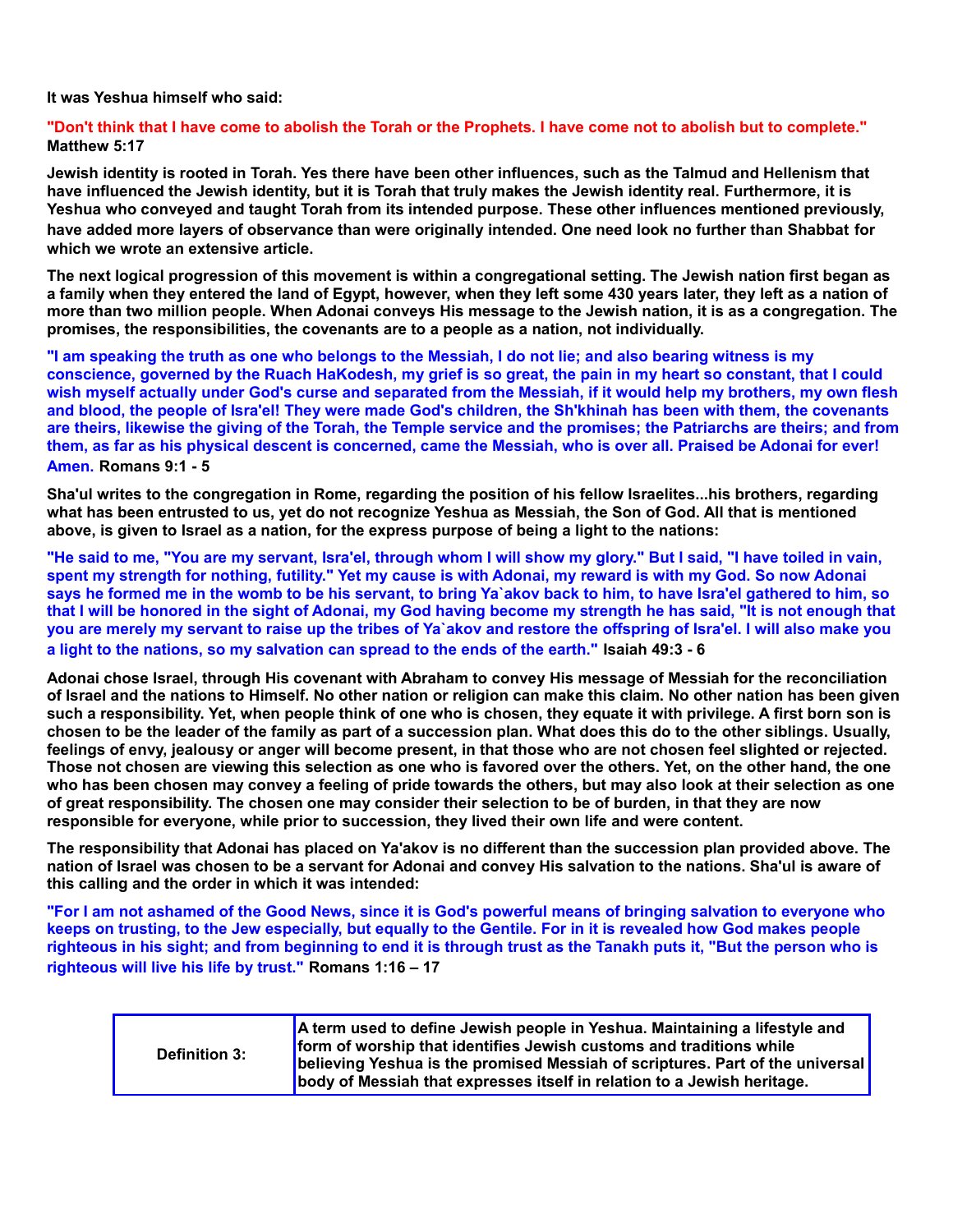**It was Yeshua himself who said:**

**"Don't think that I have come to abolish the Torah or the Prophets. I have come not to abolish but to complete." Matthew 5:17**

**Jewish identity is rooted in Torah. Yes there have been other influences, such as the Talmud and Hellenism that have influenced the Jewish identity, but it is Torah that truly makes the Jewish identity real. Furthermore, it is Yeshua who conveyed and taught Torah from its intended purpose. These other influences mentioned previously, have added more layers of observance than were originally intended. One need look no further than Shabbat for which we wrote an extensive article.**

**The next logical progression of this movement is within a congregational setting. The Jewish nation first began as a family when they entered the land of Egypt, however, when they left some 430 years later, they left as a nation of more than two million people. When Adonai conveys His message to the Jewish nation, it is as a congregation. The promises, the responsibilities, the covenants are to a people as a nation, not individually.**

**"I am speaking the truth as one who belongs to the Messiah, I do not lie; and also bearing witness is my conscience, governed by the Ruach HaKodesh, my grief is so great, the pain in my heart so constant, that I could wish myself actually under God's curse and separated from the Messiah, if it would help my brothers, my own flesh and blood, the people of Isra'el! They were made God's children, the Sh'khinah has been with them, the covenants are theirs, likewise the giving of the Torah, the Temple service and the promises; the Patriarchs are theirs; and from them, as far as his physical descent is concerned, came the Messiah, who is over all. Praised be Adonai for ever! Amen. Romans 9:1 - 5**

**Sha'ul writes to the congregation in Rome, regarding the position of his fellow Israelites...his brothers, regarding what has been entrusted to us, yet do not recognize Yeshua as Messiah, the Son of God. All that is mentioned above, is given to Israel as a nation, for the express purpose of being a light to the nations:**

**"He said to me, "You are my servant, Isra'el, through whom I will show my glory." But I said, "I have toiled in vain, spent my strength for nothing, futility." Yet my cause is with Adonai, my reward is with my God. So now Adonai says he formed me in the womb to be his servant, to bring Ya`akov back to him, to have Isra'el gathered to him, so that I will be honored in the sight of Adonai, my God having become my strength he has said, "It is not enough that you are merely my servant to raise up the tribes of Ya`akov and restore the offspring of Isra'el. I will also make you a light to the nations, so my salvation can spread to the ends of the earth." Isaiah 49:3 - 6**

**Adonai chose Israel, through His covenant with Abraham to convey His message of Messiah for the reconciliation of Israel and the nations to Himself. No other nation or religion can make this claim. No other nation has been given such a responsibility. Yet, when people think of one who is chosen, they equate it with privilege. A first born son is chosen to be the leader of the family as part of a succession plan. What does this do to the other siblings. Usually, feelings of envy, jealousy or anger will become present, in that those who are not chosen feel slighted or rejected. Those not chosen are viewing this selection as one who is favored over the others. Yet, on the other hand, the one who has been chosen may convey a feeling of pride towards the others, but may also look at their selection as one of great responsibility. The chosen one may consider their selection to be of burden, in that they are now responsible for everyone, while prior to succession, they lived their own life and were content.**

**The responsibility that Adonai has placed on Ya'akov is no different than the succession plan provided above. The nation of Israel was chosen to be a servant for Adonai and convey His salvation to the nations. Sha'ul is aware of this calling and the order in which it was intended:**

**"For I am not ashamed of the Good News, since it is God's powerful means of bringing salvation to everyone who keeps on trusting, to the Jew especially, but equally to the Gentile. For in it is revealed how God makes people righteous in his sight; and from beginning to end it is through trust as the Tanakh puts it, "But the person who is righteous will live his life by trust." Romans 1:16 – 17**

| **Definition 3:** | **A term used to define Jewish people in Yeshua. Maintaining a lifestyle and form of worship that identifies Jewish customs and traditions while believing Yeshua is the promised Messiah of scriptures. Part of the universal body of Messiah that expresses itself in relation to a Jewish heritage.** |
|---|---|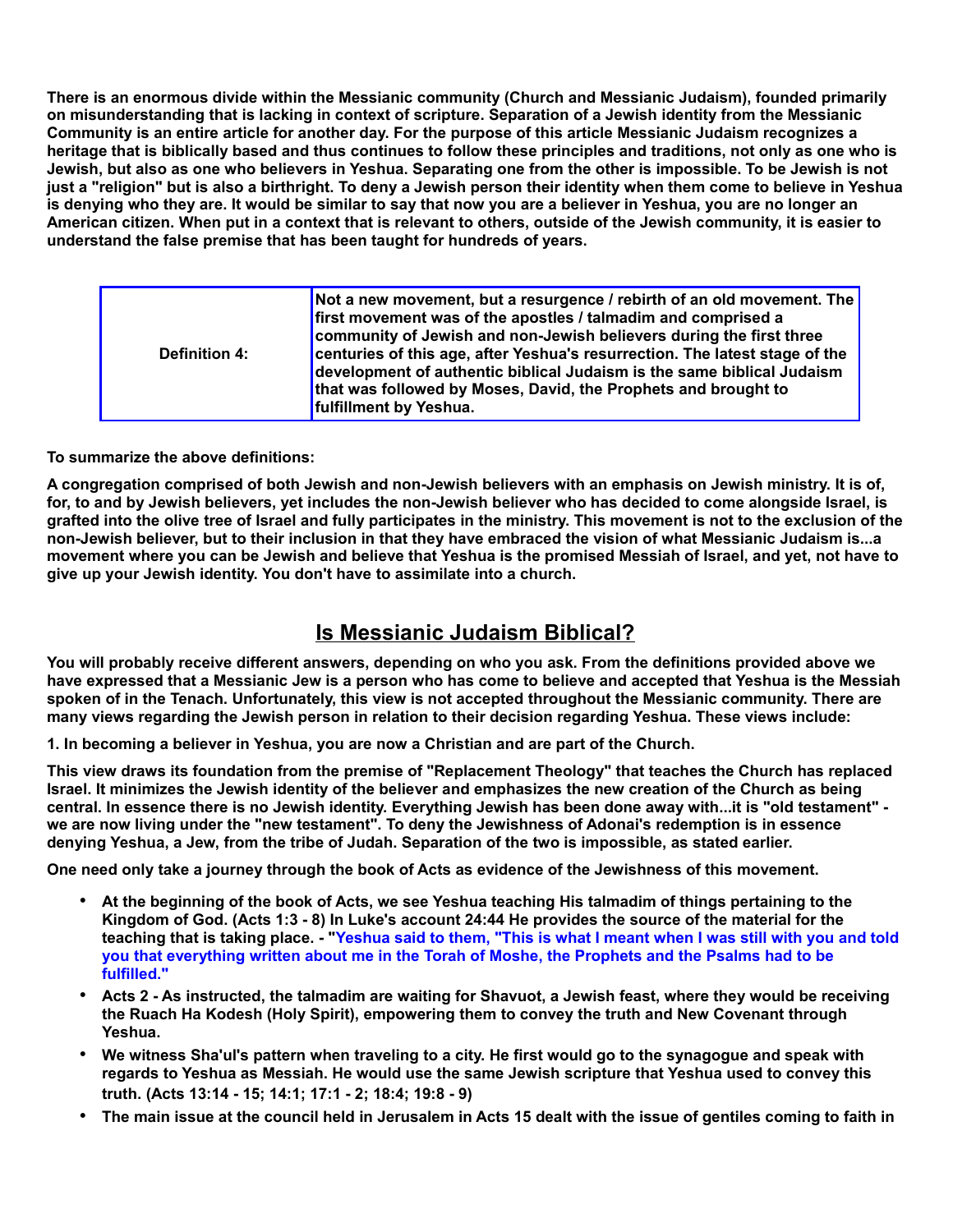**There is an enormous divide within the Messianic community (Church and Messianic Judaism), founded primarily on misunderstanding that is lacking in context of scripture. Separation of a Jewish identity from the Messianic Community is an entire article for another day. For the purpose of this article Messianic Judaism recognizes a heritage that is biblically based and thus continues to follow these principles and traditions, not only as one who is Jewish, but also as one who believers in Yeshua. Separating one from the other is impossible. To be Jewish is not just a "religion" but is also a birthright. To deny a Jewish person their identity when them come to believe in Yeshua is denying who they are. It would be similar to say that now you are a believer in Yeshua, you are no longer an American citizen. When put in a context that is relevant to others, outside of the Jewish community, it is easier to understand the false premise that has been taught for hundreds of years.**

| | |
|---|---|
| **Definition 4:** | **Not a new movement, but a resurgence / rebirth of an old movement. The first movement was of the apostles / talmadim and comprised a community of Jewish and non-Jewish believers during the first three centuries of this age, after Yeshua's resurrection. The latest stage of the development of authentic biblical Judaism is the same biblical Judaism that was followed by Moses, David, the Prophets and brought to fulfillment by Yeshua.** |

**To summarize the above definitions:**

**A congregation comprised of both Jewish and non-Jewish believers with an emphasis on Jewish ministry. It is of, for, to and by Jewish believers, yet includes the non-Jewish believer who has decided to come alongside Israel, is grafted into the olive tree of Israel and fully participates in the ministry. This movement is not to the exclusion of the non-Jewish believer, but to their inclusion in that they have embraced the vision of what Messianic Judaism is...a movement where you can be Jewish and believe that Yeshua is the promised Messiah of Israel, and yet, not have to give up your Jewish identity. You don't have to assimilate into a church.**

## Is Messianic Judaism Biblical?

**You will probably receive different answers, depending on who you ask. From the definitions provided above we have expressed that a Messianic Jew is a person who has come to believe and accepted that Yeshua is the Messiah spoken of in the Tenach. Unfortunately, this view is not accepted throughout the Messianic community. There are many views regarding the Jewish person in relation to their decision regarding Yeshua. These views include:**

**1. In becoming a believer in Yeshua, you are now a Christian and are part of the Church.**

**This view draws its foundation from the premise of "Replacement Theology" that teaches the Church has replaced Israel. It minimizes the Jewish identity of the believer and emphasizes the new creation of the Church as being central. In essence there is no Jewish identity. Everything Jewish has been done away with...it is "old testament" - we are now living under the "new testament". To deny the Jewishness of Adonai's redemption is in essence denying Yeshua, a Jew, from the tribe of Judah. Separation of the two is impossible, as stated earlier.**

**One need only take a journey through the book of Acts as evidence of the Jewishness of this movement.**

- **At the beginning of the book of Acts, we see Yeshua teaching His talmadim of things pertaining to the Kingdom of God. (Acts 1:3 - 8) In Luke's account 24:44 He provides the source of the material for the teaching that is taking place. - "Yeshua said to them, "This is what I meant when I was still with you and told you that everything written about me in the Torah of Moshe, the Prophets and the Psalms had to be fulfilled."**
- **Acts 2 - As instructed, the talmadim are waiting for Shavuot, a Jewish feast, where they would be receiving the Ruach Ha Kodesh (Holy Spirit), empowering them to convey the truth and New Covenant through Yeshua.**
- **We witness Sha'ul's pattern when traveling to a city. He first would go to the synagogue and speak with regards to Yeshua as Messiah. He would use the same Jewish scripture that Yeshua used to convey this truth. (Acts 13:14 - 15; 14:1; 17:1 - 2; 18:4; 19:8 - 9)**
- **The main issue at the council held in Jerusalem in Acts 15 dealt with the issue of gentiles coming to faith in**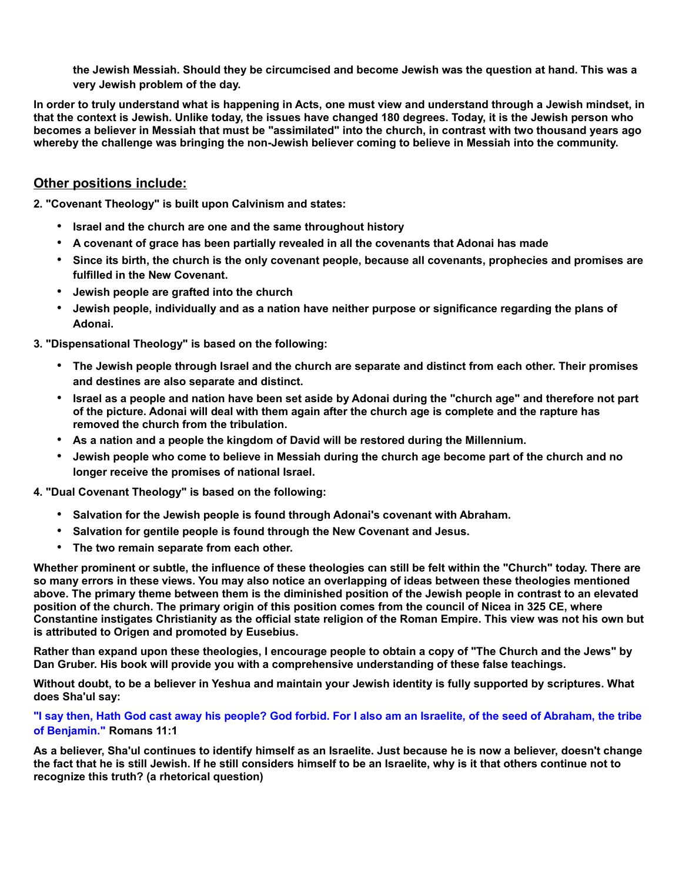**the Jewish Messiah. Should they be circumcised and become Jewish was the question at hand. This was a very Jewish problem of the day.**

**In order to truly understand what is happening in Acts, one must view and understand through a Jewish mindset, in that the context is Jewish. Unlike today, the issues have changed 180 degrees. Today, it is the Jewish person who becomes a believer in Messiah that must be "assimilated" into the church, in contrast with two thousand years ago whereby the challenge was bringing the non-Jewish believer coming to believe in Messiah into the community.**

## Other positions include:

**2. "Covenant Theology" is built upon Calvinism and states:**

- **Israel and the church are one and the same throughout history**
- **A covenant of grace has been partially revealed in all the covenants that Adonai has made**
- **Since its birth, the church is the only covenant people, because all covenants, prophecies and promises are fulfilled in the New Covenant.**
- **Jewish people are grafted into the church**
- **Jewish people, individually and as a nation have neither purpose or significance regarding the plans of Adonai.**

**3. "Dispensational Theology" is based on the following:**

- **The Jewish people through Israel and the church are separate and distinct from each other. Their promises and destines are also separate and distinct.**
- **Israel as a people and nation have been set aside by Adonai during the "church age" and therefore not part of the picture. Adonai will deal with them again after the church age is complete and the rapture has removed the church from the tribulation.**
- **As a nation and a people the kingdom of David will be restored during the Millennium.**
- **Jewish people who come to believe in Messiah during the church age become part of the church and no longer receive the promises of national Israel.**

**4. "Dual Covenant Theology" is based on the following:**

- **Salvation for the Jewish people is found through Adonai's covenant with Abraham.**
- **Salvation for gentile people is found through the New Covenant and Jesus.**
- **The two remain separate from each other.**

**Whether prominent or subtle, the influence of these theologies can still be felt within the "Church" today. There are so many errors in these views. You may also notice an overlapping of ideas between these theologies mentioned above. The primary theme between them is the diminished position of the Jewish people in contrast to an elevated position of the church. The primary origin of this position comes from the council of Nicea in 325 CE, where Constantine instigates Christianity as the official state religion of the Roman Empire. This view was not his own but is attributed to Origen and promoted by Eusebius.**

**Rather than expand upon these theologies, I encourage people to obtain a copy of "The Church and the Jews" by Dan Gruber. His book will provide you with a comprehensive understanding of these false teachings.**

**Without doubt, to be a believer in Yeshua and maintain your Jewish identity is fully supported by scriptures. What does Sha'ul say:**

**"I say then, Hath God cast away his people? God forbid. For I also am an Israelite, of the seed of Abraham, the tribe of Benjamin." Romans 11:1**

**As a believer, Sha'ul continues to identify himself as an Israelite. Just because he is now a believer, doesn't change the fact that he is still Jewish. If he still considers himself to be an Israelite, why is it that others continue not to recognize this truth? (a rhetorical question)**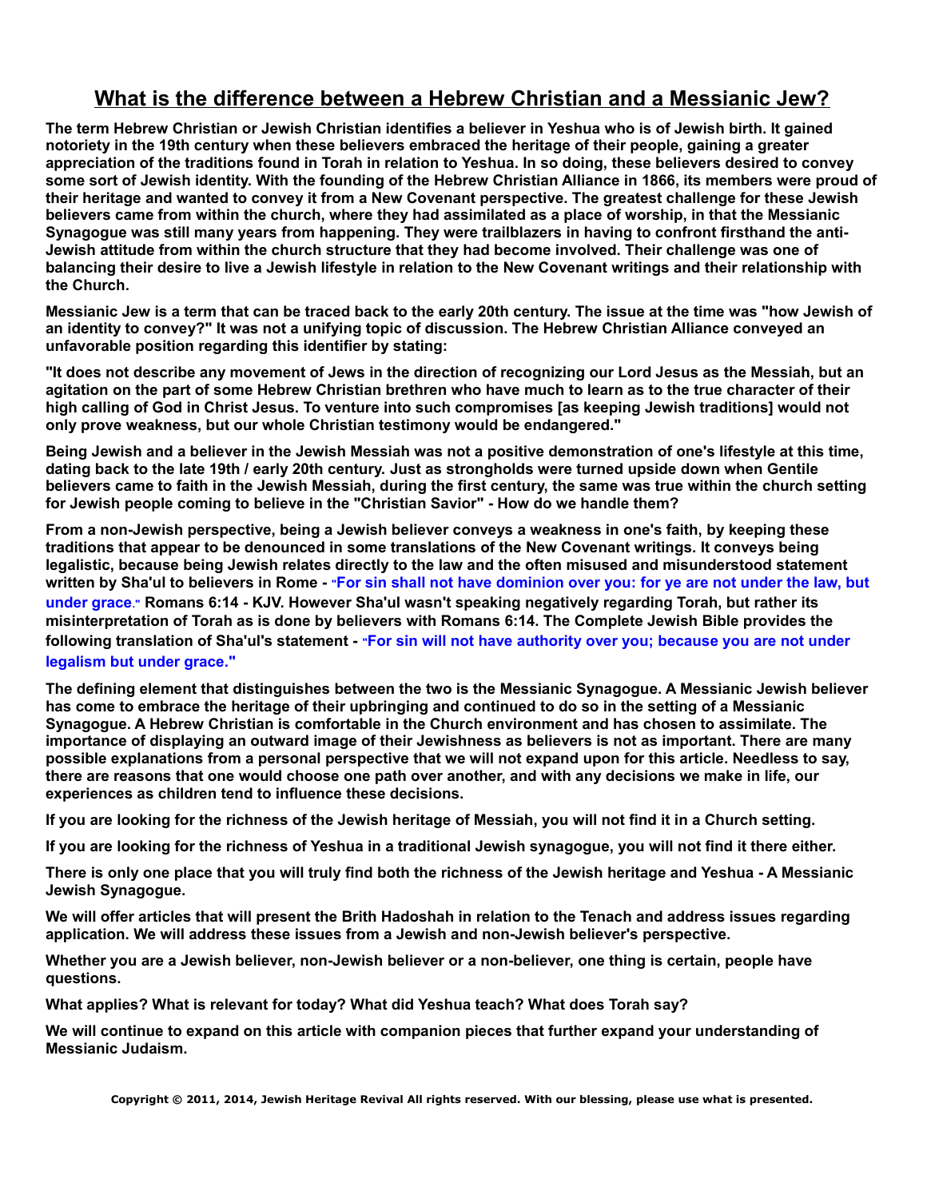# What is the difference between a Hebrew Christian and a Messianic Jew?

**The term Hebrew Christian or Jewish Christian identifies a believer in Yeshua who is of Jewish birth. It gained notoriety in the 19th century when these believers embraced the heritage of their people, gaining a greater appreciation of the traditions found in Torah in relation to Yeshua. In so doing, these believers desired to convey some sort of Jewish identity. With the founding of the Hebrew Christian Alliance in 1866, its members were proud of their heritage and wanted to convey it from a New Covenant perspective. The greatest challenge for these Jewish believers came from within the church, where they had assimilated as a place of worship, in that the Messianic Synagogue was still many years from happening. They were trailblazers in having to confront firsthand the anti-Jewish attitude from within the church structure that they had become involved. Their challenge was one of balancing their desire to live a Jewish lifestyle in relation to the New Covenant writings and their relationship with the Church.**

**Messianic Jew is a term that can be traced back to the early 20th century. The issue at the time was "how Jewish of an identity to convey?" It was not a unifying topic of discussion. The Hebrew Christian Alliance conveyed an unfavorable position regarding this identifier by stating:**

**"It does not describe any movement of Jews in the direction of recognizing our Lord Jesus as the Messiah, but an agitation on the part of some Hebrew Christian brethren who have much to learn as to the true character of their high calling of God in Christ Jesus. To venture into such compromises [as keeping Jewish traditions] would not only prove weakness, but our whole Christian testimony would be endangered."**

**Being Jewish and a believer in the Jewish Messiah was not a positive demonstration of one's lifestyle at this time, dating back to the late 19th / early 20th century. Just as strongholds were turned upside down when Gentile believers came to faith in the Jewish Messiah, during the first century, the same was true within the church setting for Jewish people coming to believe in the "Christian Savior" - How do we handle them?**

**From a non-Jewish perspective, being a Jewish believer conveys a weakness in one's faith, by keeping these traditions that appear to be denounced in some translations of the New Covenant writings. It conveys being legalistic, because being Jewish relates directly to the law and the often misused and misunderstood statement written by Sha'ul to believers in Rome - "For sin shall not have dominion over you: for ye are not under the law, but under grace." Romans 6:14 - KJV. However Sha'ul wasn't speaking negatively regarding Torah, but rather its misinterpretation of Torah as is done by believers with Romans 6:14. The Complete Jewish Bible provides the following translation of Sha'ul's statement - "For sin will not have authority over you; because you are not under legalism but under grace."**

**The defining element that distinguishes between the two is the Messianic Synagogue. A Messianic Jewish believer has come to embrace the heritage of their upbringing and continued to do so in the setting of a Messianic Synagogue. A Hebrew Christian is comfortable in the Church environment and has chosen to assimilate. The importance of displaying an outward image of their Jewishness as believers is not as important. There are many possible explanations from a personal perspective that we will not expand upon for this article. Needless to say, there are reasons that one would choose one path over another, and with any decisions we make in life, our experiences as children tend to influence these decisions.**

**If you are looking for the richness of the Jewish heritage of Messiah, you will not find it in a Church setting.**

**If you are looking for the richness of Yeshua in a traditional Jewish synagogue, you will not find it there either.**

**There is only one place that you will truly find both the richness of the Jewish heritage and Yeshua - A Messianic Jewish Synagogue.**

**We will offer articles that will present the Brith Hadoshah in relation to the Tenach and address issues regarding application. We will address these issues from a Jewish and non-Jewish believer's perspective.**

**Whether you are a Jewish believer, non-Jewish believer or a non-believer, one thing is certain, people have questions.**

**What applies? What is relevant for today? What did Yeshua teach? What does Torah say?**

**We will continue to expand on this article with companion pieces that further expand your understanding of Messianic Judaism.**

**Copyright © 2011, 2014, Jewish Heritage Revival All rights reserved. With our blessing, please use what is presented.**